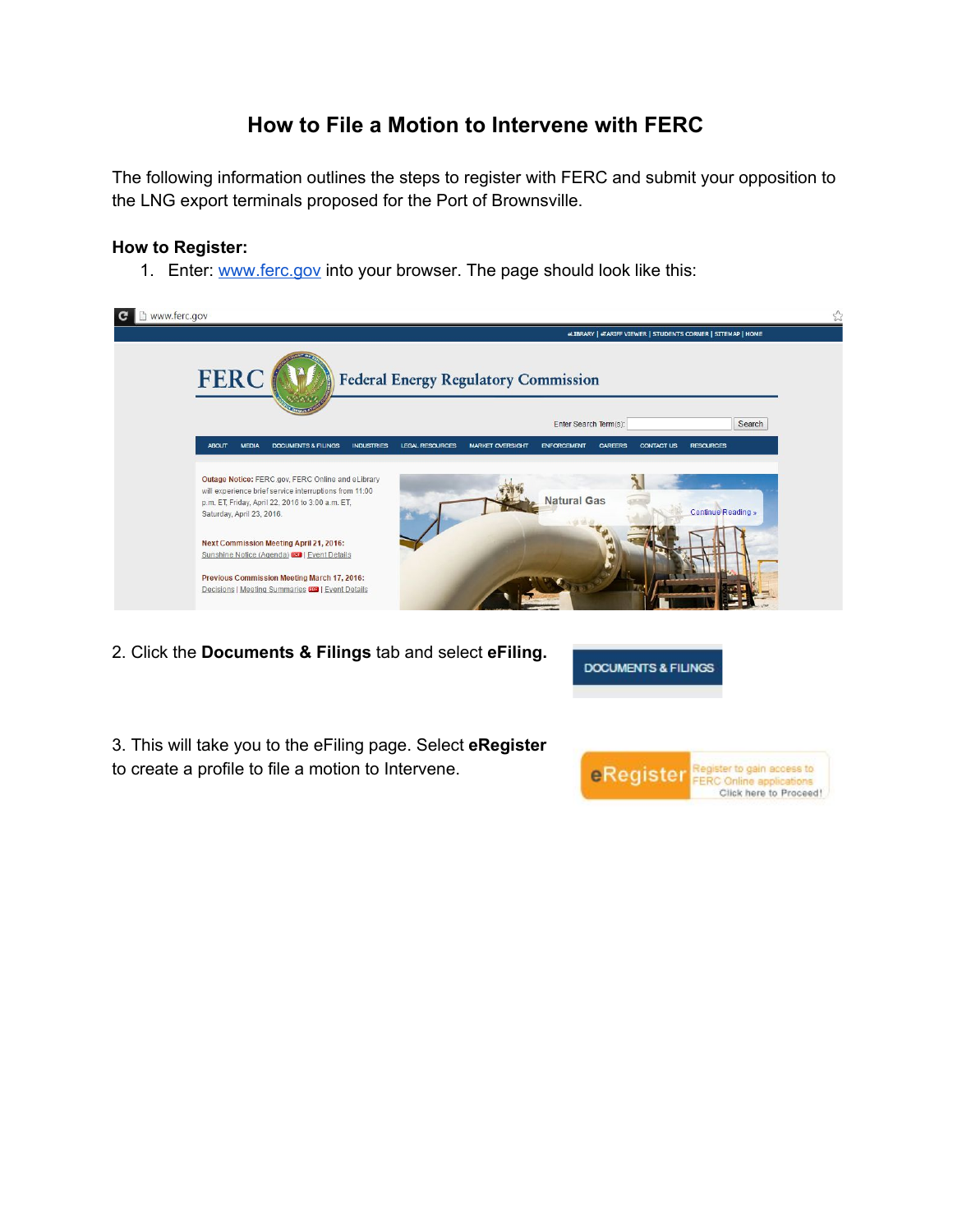# How to File a Motion to Intervene with FERC

The following information outlines the steps to register with FERC and submit your opposition to the LNG export terminals proposed for the Port of Brownsville.

**How to Register:**

1. Enter: www.ferc.gov into your browser. The page should look like this:

2. Click the **Documents & Filings** tab and select **eFiling.**

3. This will take you to the eFiling page. Select **eRegister** to create a profile to file a motion to Intervene.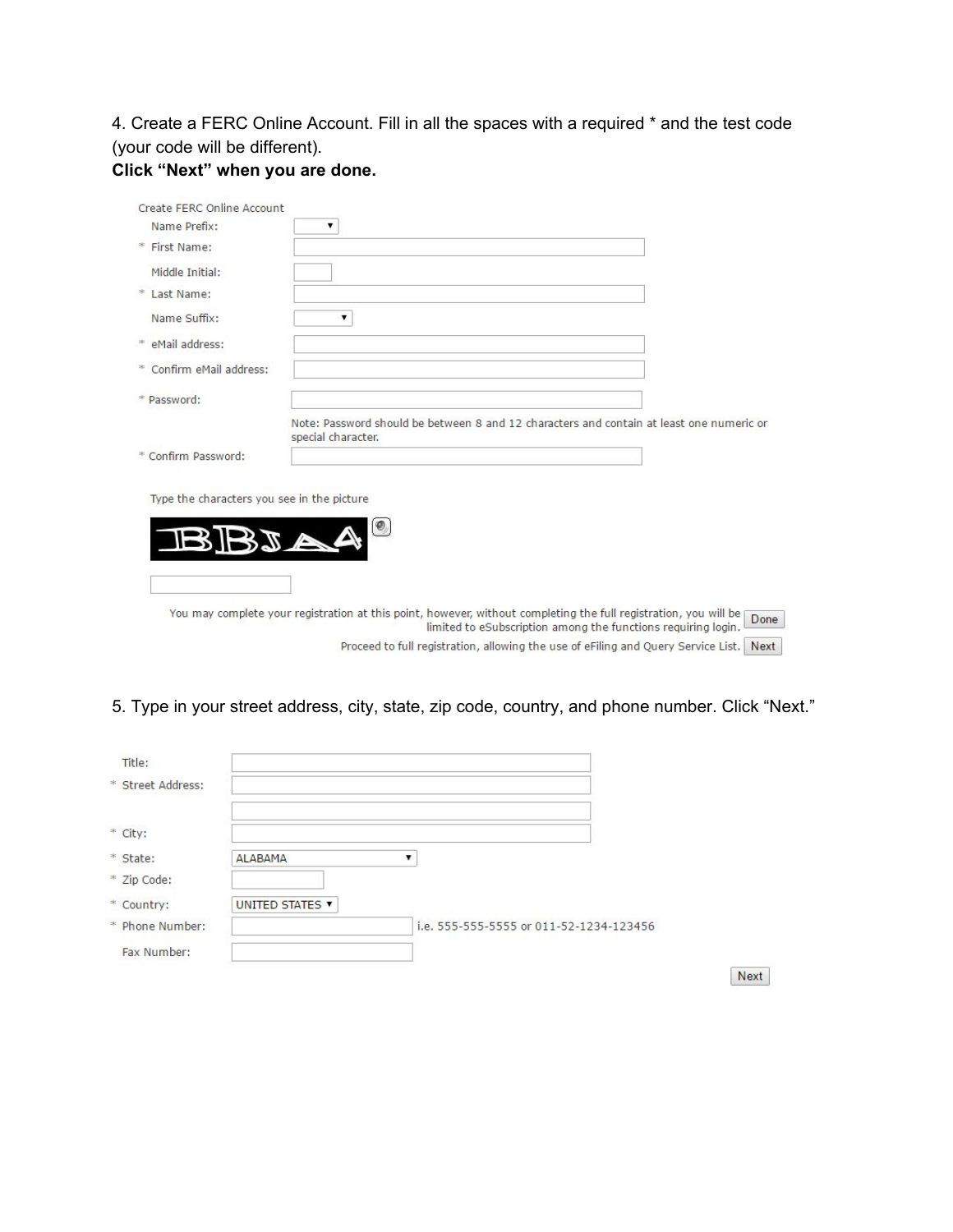4. Create a FERC Online Account. Fill in all the spaces with a required * and the test code (your code will be different).

**Click "Next" when you are done.**

Create FERC Online Account

Name Prefix:

* First Name:

Middle Initial:

* Last Name:

Name Suffix:

* eMail address:

* Confirm eMail address:

* Password:

Note: Password should be between 8 and 12 characters and contain at least one numeric or special character.

* Confirm Password:

Type the characters you see in the picture

BBJAA

You may complete your registration at this point, however, without completing the full registration, you will be limited to eSubscription among the functions requiring login. Done

Proceed to full registration, allowing the use of eFiling and Query Service List. Next

5. Type in your street address, city, state, zip code, country, and phone number. Click "Next."

Title:

* Street Address:

* City:

* State: ALABAMA

* Zip Code:

* Country: UNITED STATES

* Phone Number: i.e. 555-555-5555 or 011-52-1234-123456

Fax Number:

Next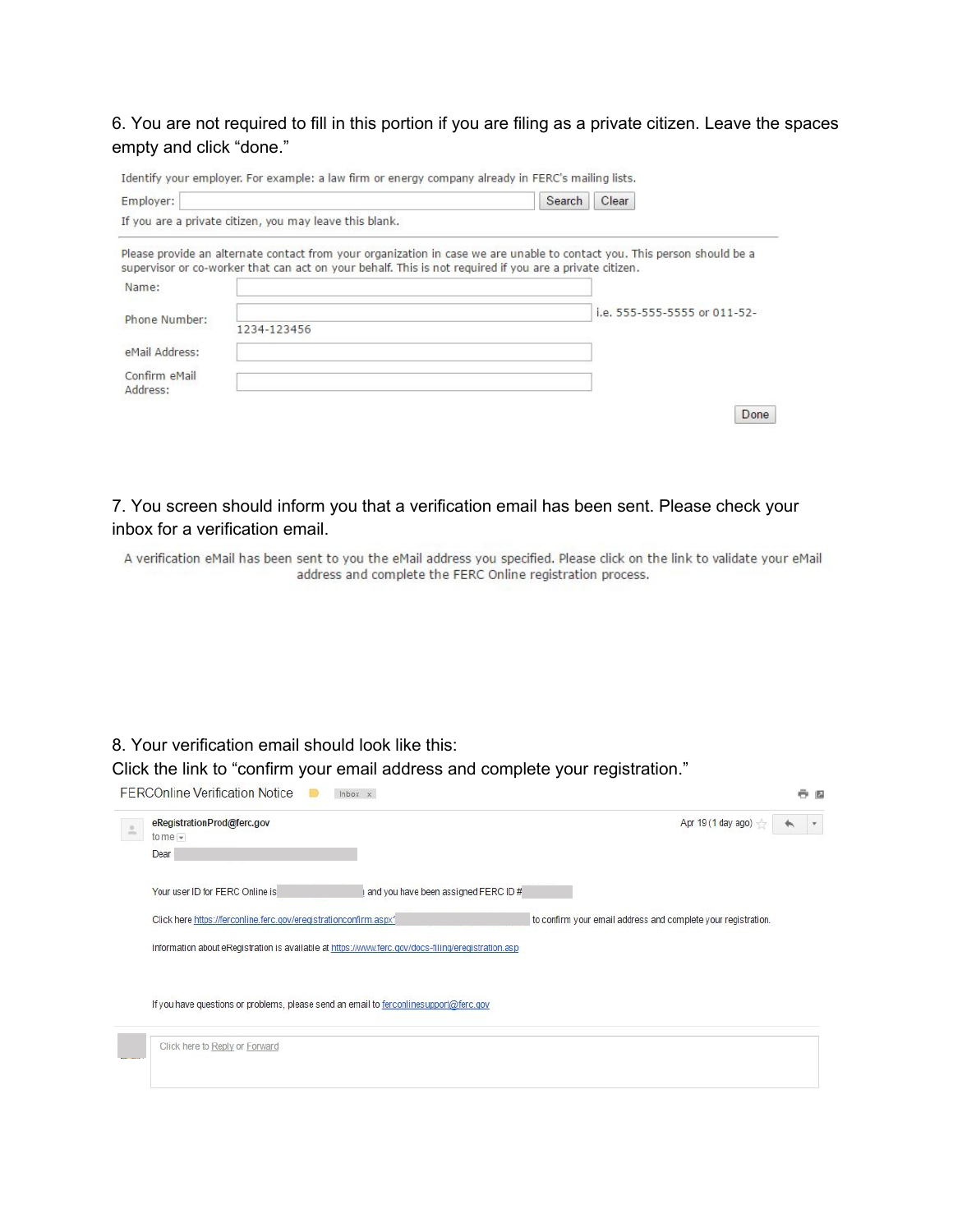6. You are not required to fill in this portion if you are filing as a private citizen. Leave the spaces empty and click "done."

Identify your employer. For example: a law firm or energy company already in FERC's mailing lists.

Employer: [ ] Search Clear

If you are a private citizen, you may leave this blank.

Please provide an alternate contact from your organization in case we are unable to contact you. This person should be a supervisor or co-worker that can act on your behalf. This is not required if you are a private citizen.

Name: [ ]

Phone Number: [ ] i.e. 555-555-5555 or 011-52-1234-123456

eMail Address: [ ]

Confirm eMail Address: [ ]

Done

7. You screen should inform you that a verification email has been sent. Please check your inbox for a verification email.

A verification eMail has been sent to you the eMail address you specified. Please click on the link to validate your eMail address and complete the FERC Online registration process.

8. Your verification email should look like this:
Click the link to "confirm your email address and complete your registration."

FERCOnline Verification Notice Inbox x

eRegistrationProd@ferc.gov Apr 19 (1 day ago)
to me

Dear

Your user ID for FERC Online is and you have been assigned FERC ID #

Click here https://ferconline.ferc.gov/eregistrationconfirm.aspx? to confirm your email address and complete your registration.

Information about eRegistration is available at https://www.ferc.gov/docs-filing/eregistration.asp

If you have questions or problems, please send an email to ferconlinesupport@ferc.gov

Click here to Reply or Forward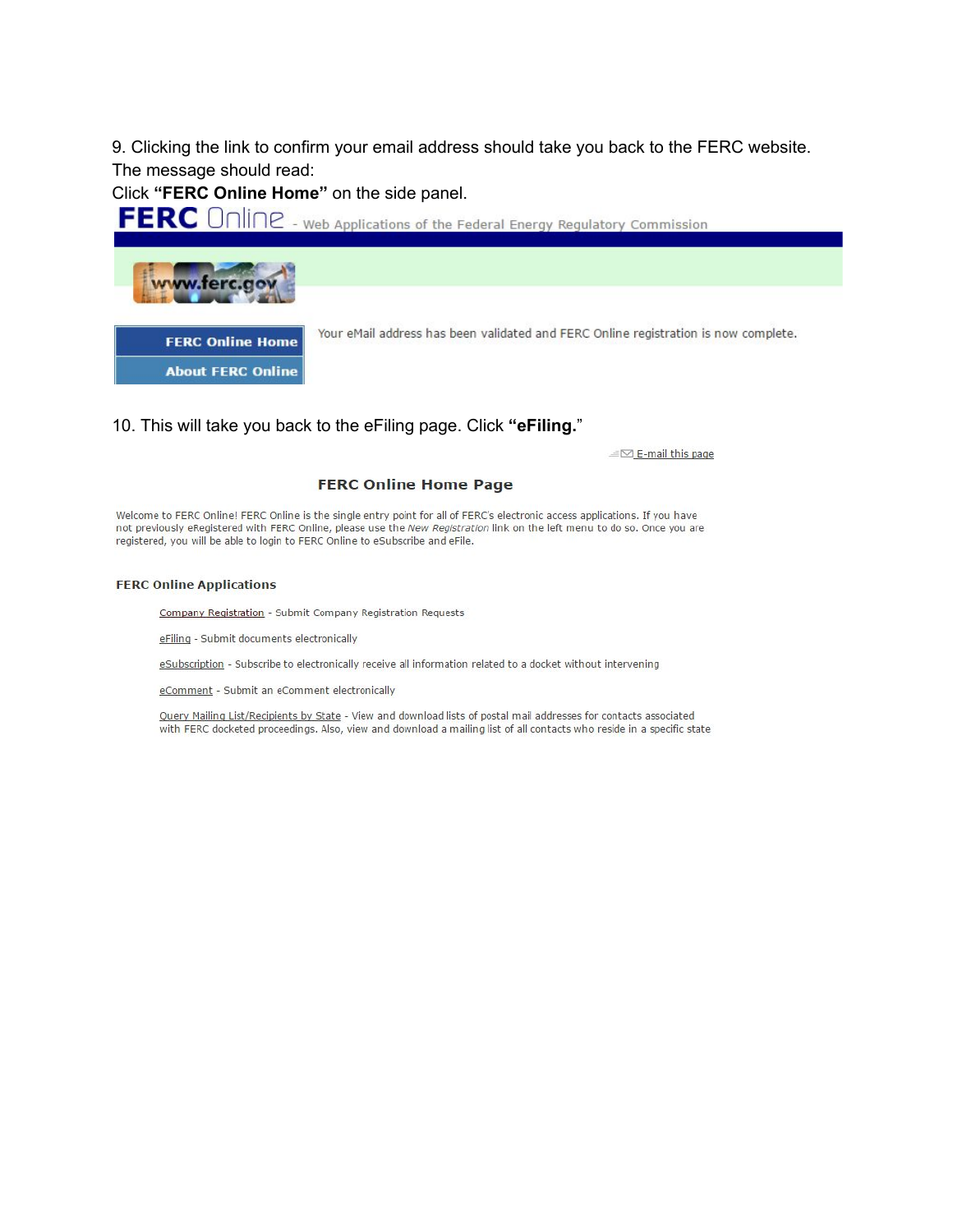9. Clicking the link to confirm your email address should take you back to the FERC website. The message should read:

Click **"FERC Online Home"** on the side panel.

**FERC** Online - Web Applications of the Federal Energy Regulatory Commission

www.ferc.gov

**FERC Online Home**

**About FERC Online**

Your eMail address has been validated and FERC Online registration is now complete.

10. This will take you back to the eFiling page. Click **"eFiling."**

E-mail this page

### FERC Online Home Page

Welcome to FERC Online! FERC Online is the single entry point for all of FERC's electronic access applications. If you have not previously eRegistered with FERC Online, please use the *New Registration* link on the left menu to do so. Once you are registered, you will be able to login to FERC Online to eSubscribe and eFile.

**FERC Online Applications**

Company Registration - Submit Company Registration Requests

eFiling - Submit documents electronically

eSubscription - Subscribe to electronically receive all information related to a docket without intervening

eComment - Submit an eComment electronically

Query Mailing List/Recipients by State - View and download lists of postal mail addresses for contacts associated with FERC docketed proceedings. Also, view and download a mailing list of all contacts who reside in a specific state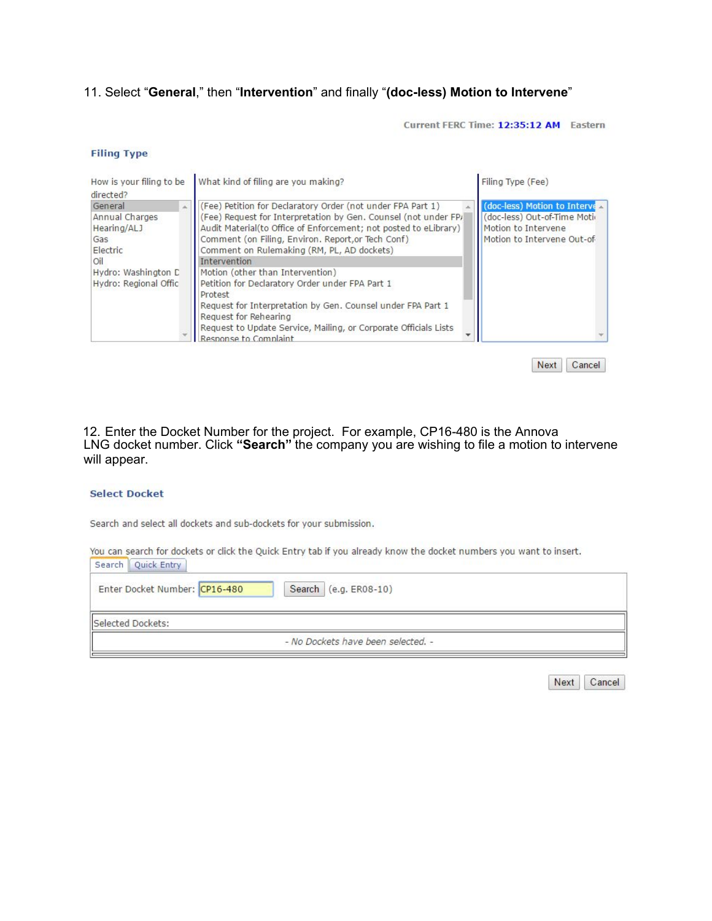11. Select "**General**," then "**Intervention**" and finally "**(doc-less) Motion to Intervene**"

Current FERC Time: **12:35:12 AM** Eastern

**Filing Type**

How is your filing to be directed?

- General
- Annual Charges
- Hearing/ALJ
- Gas
- Electric
- Oil
- Hydro: Washington D
- Hydro: Regional Offic

What kind of filing are you making?

- (Fee) Petition for Declaratory Order (not under FPA Part 1)
- (Fee) Request for Interpretation by Gen. Counsel (not under FP/
- Audit Material(to Office of Enforcement; not posted to eLibrary)
- Comment (on Filing, Environ. Report,or Tech Conf)
- Comment on Rulemaking (RM, PL, AD dockets)
- Intervention
- Motion (other than Intervention)
- Petition for Declaratory Order under FPA Part 1
- Protest
- Request for Interpretation by Gen. Counsel under FPA Part 1
- Request for Rehearing
- Request to Update Service, Mailing, or Corporate Officials Lists
- Response to Complaint

Filing Type (Fee)

- (doc-less) Motion to Interve
- (doc-less) Out-of-Time Moti
- Motion to Intervene
- Motion to Intervene Out-of

Next Cancel

12. Enter the Docket Number for the project. For example, CP16-480 is the Annova LNG docket number. Click **"Search"** the company you are wishing to file a motion to intervene will appear.

**Select Docket**

Search and select all dockets and sub-dockets for your submission.

You can search for dockets or click the Quick Entry tab if you already know the docket numbers you want to insert.

Search | Quick Entry

Enter Docket Number: CP16-480 Search (e.g. ER08-10)

Selected Dockets:

*- No Dockets have been selected. -*

Next Cancel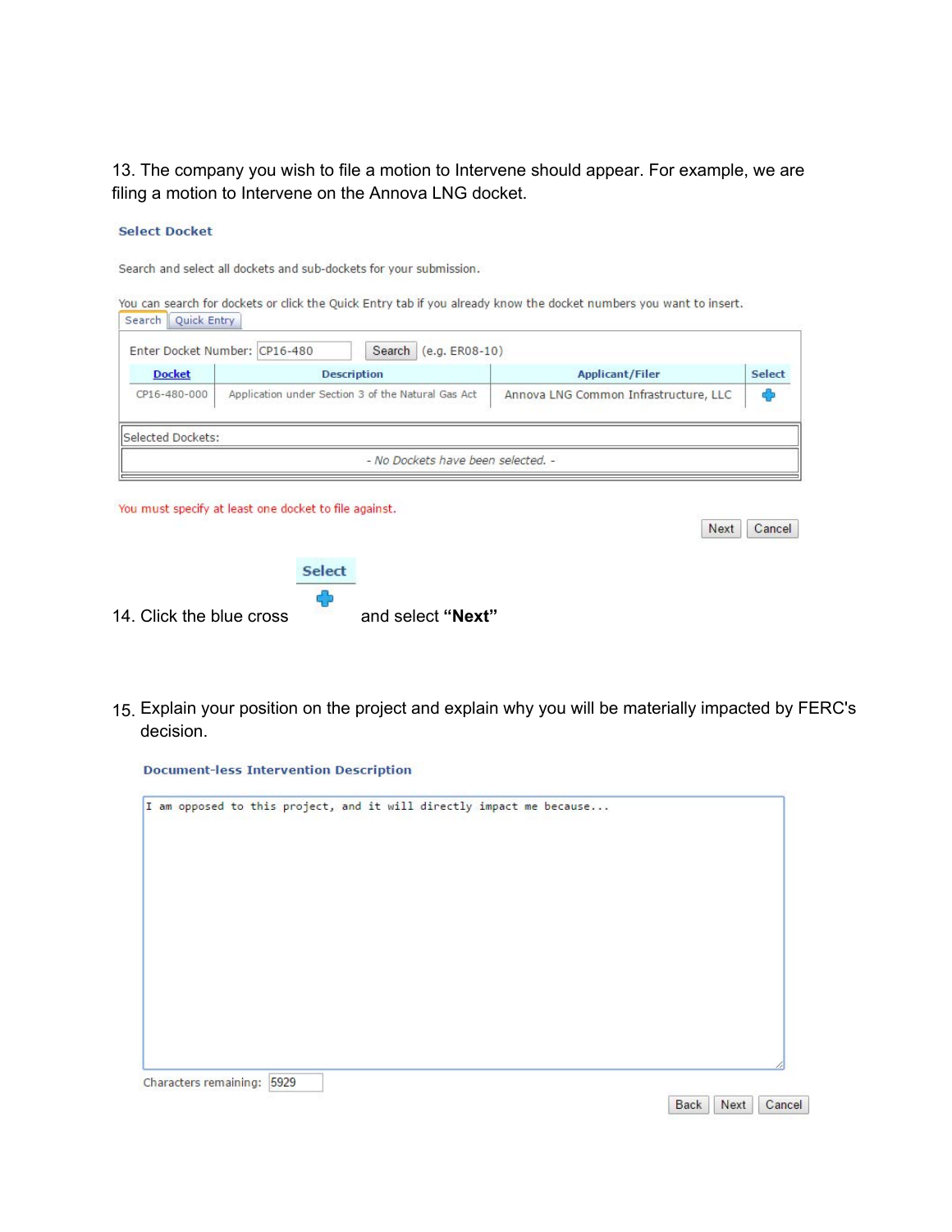13. The company you wish to file a motion to Intervene should appear. For example, we are filing a motion to Intervene on the Annova LNG docket.

**Select Docket**

Search and select all dockets and sub-dockets for your submission.

You can search for dockets or click the Quick Entry tab if you already know the docket numbers you want to insert.

Search | Quick Entry

Enter Docket Number: CP16-480 [Search] (e.g. ER08-10)

| Docket | Description | Applicant/Filer | Select |
|---|---|---|---|
| CP16-480-000 | Application under Section 3 of the Natural Gas Act | Annova LNG Common Infrastructure, LLC | ✚ |

Selected Dockets:

*- No Dockets have been selected. -*

You must specify at least one docket to file against.

[Next] [Cancel]

14. Click the blue cross (Select ✚) and select **"Next"**

15. Explain your position on the project and explain why you will be materially impacted by FERC's decision.

**Document-less Intervention Description**

```
I am opposed to this project, and it will directly impact me because...
```

Characters remaining: 5929

[Back] [Next] [Cancel]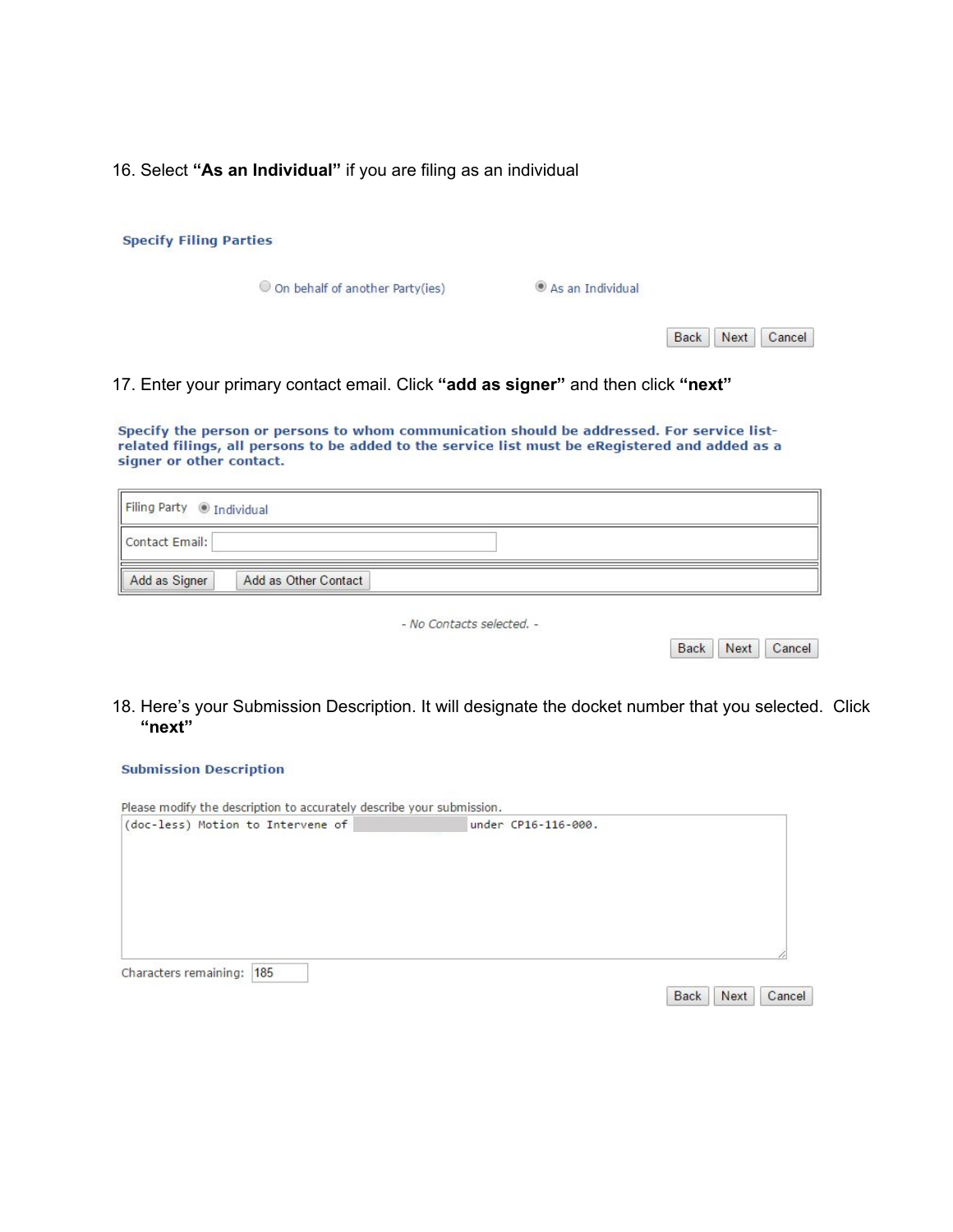16. Select **"As an Individual"** if you are filing as an individual

**Specify Filing Parties**

○ On behalf of another Party(ies)     ◉ As an Individual

Back | Next | Cancel

17. Enter your primary contact email. Click **"add as signer"** and then click **"next"**

**Specify the person or persons to whom communication should be addressed. For service list-related filings, all persons to be added to the service list must be eRegistered and added as a signer or other contact.**

| Filing Party ◉ Individual |
| --- |
| Contact Email: |
| Add as Signer  Add as Other Contact |

*- No Contacts selected. -*

Back | Next | Cancel

18. Here's your Submission Description. It will designate the docket number that you selected. Click **"next"**

**Submission Description**

Please modify the description to accurately describe your submission.

```
(doc-less) Motion to Intervene of                under CP16-116-000.
```

Characters remaining: 185

Back | Next | Cancel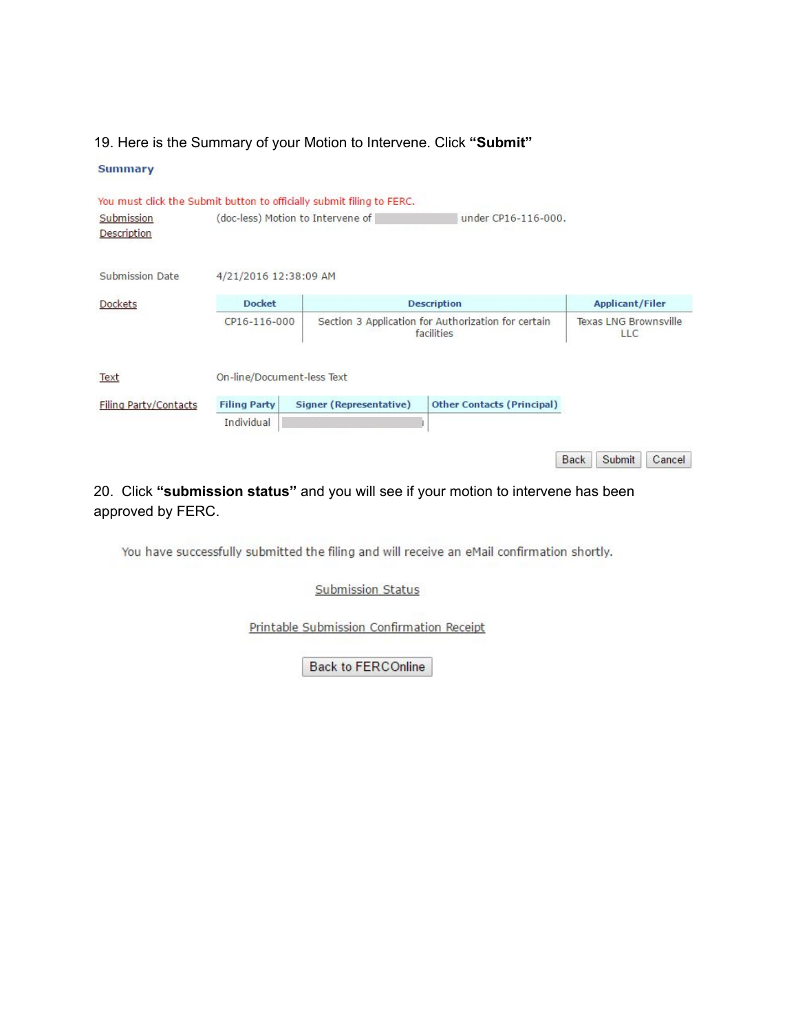19. Here is the Summary of your Motion to Intervene. Click **"Submit"**

**Summary**

You must click the Submit button to officially submit filing to FERC.

Submission Description: (doc-less) Motion to Intervene of [redacted] under CP16-116-000.

Submission Date: 4/21/2016 12:38:09 AM

Dockets:

| Docket | Description | Applicant/Filer |
| --- | --- | --- |
| CP16-116-000 | Section 3 Application for Authorization for certain facilities | Texas LNG Brownsville LLC |

Text: On-line/Document-less Text

Filing Party/Contacts:

| Filing Party | Signer (Representative) | Other Contacts (Principal) |
| --- | --- | --- |
| Individual | [redacted] | |

Back | Submit | Cancel

20. Click **"submission status"** and you will see if your motion to intervene has been approved by FERC.

You have successfully submitted the filing and will receive an eMail confirmation shortly.

Submission Status

Printable Submission Confirmation Receipt

Back to FERCOnline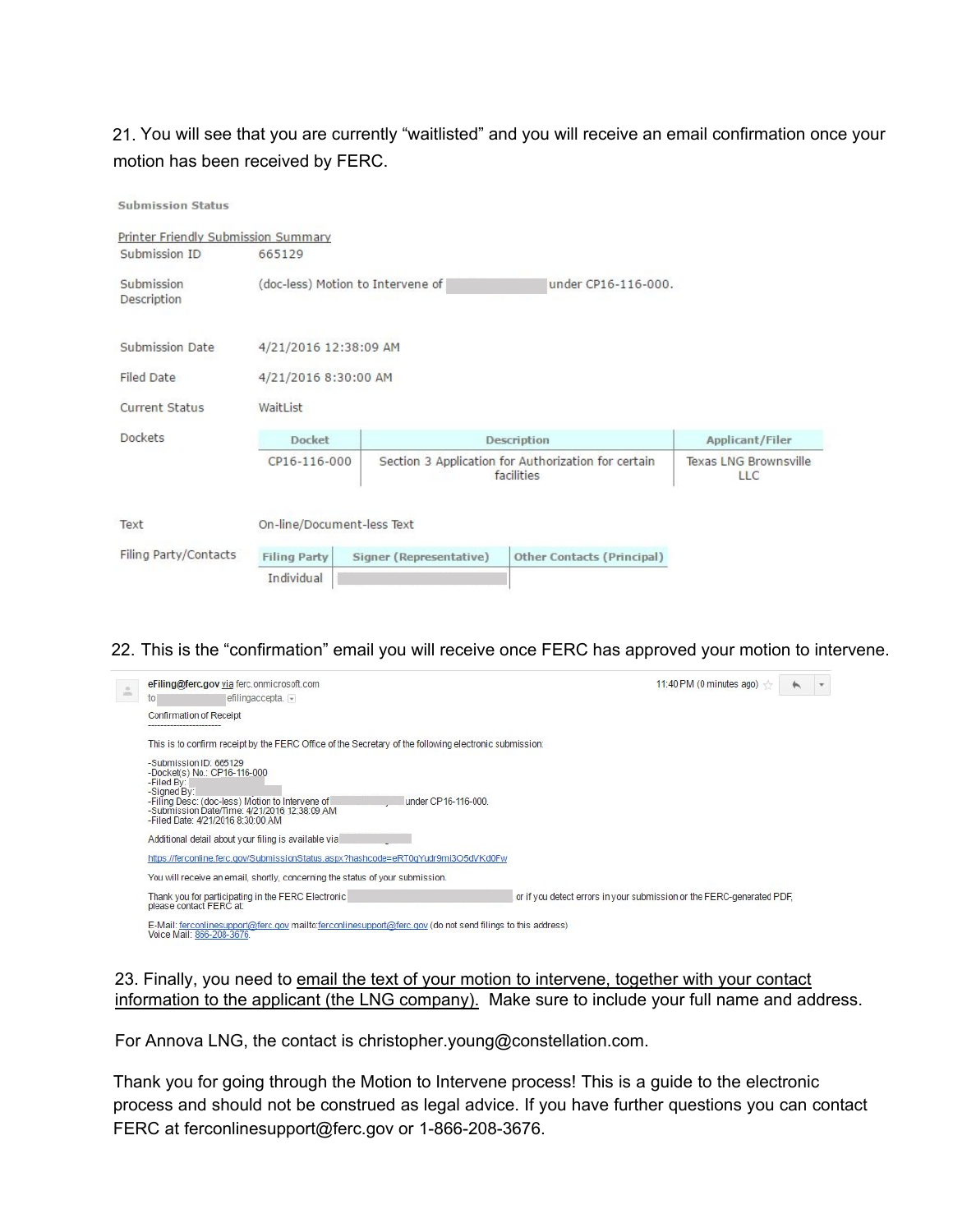21. You will see that you are currently "waitlisted" and you will receive an email confirmation once your motion has been received by FERC.

**Submission Status**

Printer Friendly Submission Summary

| | |
|---|---|
| Submission ID | 665129 |
| Submission Description | (doc-less) Motion to Intervene of under CP16-116-000. |
| Submission Date | 4/21/2016 12:38:09 AM |
| Filed Date | 4/21/2016 8:30:00 AM |
| Current Status | WaitList |

Dockets

| Docket | Description | Applicant/Filer |
|---|---|---|
| CP16-116-000 | Section 3 Application for Authorization for certain facilities | Texas LNG Brownsville LLC |

Text: On-line/Document-less Text

Filing Party/Contacts

| Filing Party | Signer (Representative) | Other Contacts (Principal) |
|---|---|---|
| Individual | | |

22. This is the "confirmation" email you will receive once FERC has approved your motion to intervene.

eFiling@ferc.gov via ferc.onmicrosoft.com 11:40 PM (0 minutes ago)
to efilingaccepta.

Confirmation of Receipt

This is to confirm receipt by the FERC Office of the Secretary of the following electronic submission:

-Submission ID: 665129
-Docket(s) No.: CP16-116-000
-Filed By:
-Signed By:
-Filing Desc: (doc-less) Motion to Intervene of under CP16-116-000.
-Submission Date/Time: 4/21/2016 12:38:09 AM
-Filed Date: 4/21/2016 8:30:00 AM

Additional detail about your filing is available via

https://ferconline.ferc.gov/SubmissionStatus.aspx?hashcode=eRT0qYudr9mi3O5dVKd0Fw

You will receive an email, shortly, concerning the status of your submission.

Thank you for participating in the FERC Electronic or if you detect errors in your submission or the FERC-generated PDF, please contact FERC at:

E-Mail: ferconlinesupport@ferc.gov mailto:ferconlinesupport@ferc.gov (do not send filings to this address)
Voice Mail: 866-208-3676.

23. Finally, you need to email the text of your motion to intervene, together with your contact information to the applicant (the LNG company). Make sure to include your full name and address.

For Annova LNG, the contact is christopher.young@constellation.com.

Thank you for going through the Motion to Intervene process! This is a guide to the electronic process and should not be construed as legal advice. If you have further questions you can contact FERC at ferconlinesupport@ferc.gov or 1-866-208-3676.